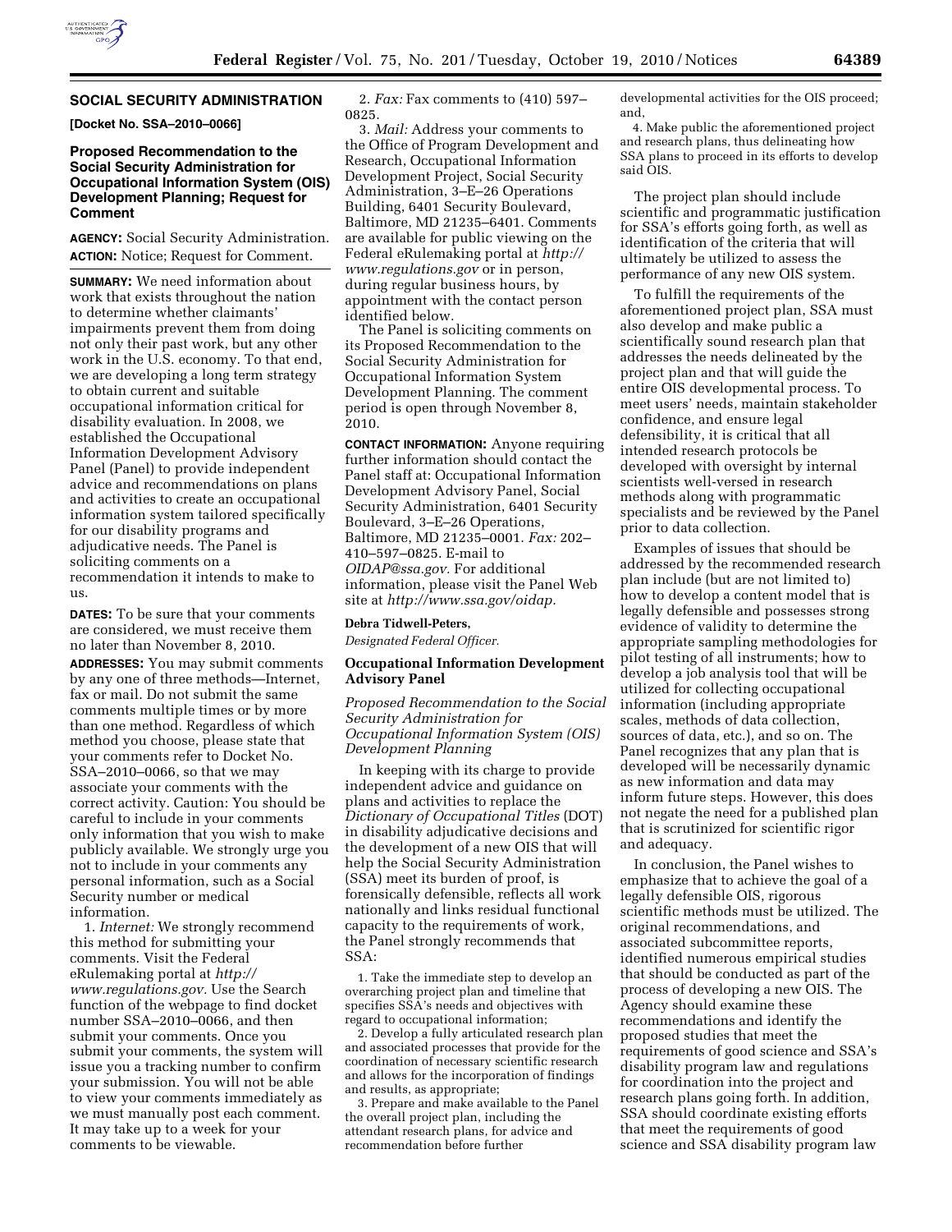## SOCIAL SECURITY ADMINISTRATION

**[Docket No. SSA–2010–0066]**

### Proposed Recommendation to the Social Security Administration for Occupational Information System (OIS) Development Planning; Request for Comment

**AGENCY:** Social Security Administration.

**ACTION:** Notice; Request for Comment.

**SUMMARY:** We need information about work that exists throughout the nation to determine whether claimants' impairments prevent them from doing not only their past work, but any other work in the U.S. economy. To that end, we are developing a long term strategy to obtain current and suitable occupational information critical for disability evaluation. In 2008, we established the Occupational Information Development Advisory Panel (Panel) to provide independent advice and recommendations on plans and activities to create an occupational information system tailored specifically for our disability programs and adjudicative needs. The Panel is soliciting comments on a recommendation it intends to make to us.

**DATES:** To be sure that your comments are considered, we must receive them no later than November 8, 2010.

**ADDRESSES:** You may submit comments by any one of three methods—Internet, fax or mail. Do not submit the same comments multiple times or by more than one method. Regardless of which method you choose, please state that your comments refer to Docket No. SSA–2010–0066, so that we may associate your comments with the correct activity. Caution: You should be careful to include in your comments only information that you wish to make publicly available. We strongly urge you not to include in your comments any personal information, such as a Social Security number or medical information.

1. *Internet:* We strongly recommend this method for submitting your comments. Visit the Federal eRulemaking portal at *http://www.regulations.gov*. Use the Search function of the webpage to find docket number SSA–2010–0066, and then submit your comments. Once you submit your comments, the system will issue you a tracking number to confirm your submission. You will not be able to view your comments immediately as we must manually post each comment. It may take up to a week for your comments to be viewable.

2. *Fax:* Fax comments to (410) 597–0825.

3. *Mail:* Address your comments to the Office of Program Development and Research, Occupational Information Development Project, Social Security Administration, 3–E–26 Operations Building, 6401 Security Boulevard, Baltimore, MD 21235–6401. Comments are available for public viewing on the Federal eRulemaking portal at *http://www.regulations.gov* or in person, during regular business hours, by appointment with the contact person identified below.

The Panel is soliciting comments on its Proposed Recommendation to the Social Security Administration for Occupational Information System Development Planning. The comment period is open through November 8, 2010.

**CONTACT INFORMATION:** Anyone requiring further information should contact the Panel staff at: Occupational Information Development Advisory Panel, Social Security Administration, 6401 Security Boulevard, 3–E–26 Operations, Baltimore, MD 21235–0001. *Fax:* 202–410–597–0825. E-mail to *OIDAP@ssa.gov*. For additional information, please visit the Panel Web site at *http://www.ssa.gov/oidap*.

**Debra Tidwell-Peters,**

*Designated Federal Officer.*

### Occupational Information Development Advisory Panel

*Proposed Recommendation to the Social Security Administration for Occupational Information System (OIS) Development Planning*

In keeping with its charge to provide independent advice and guidance on plans and activities to replace the *Dictionary of Occupational Titles* (DOT) in disability adjudicative decisions and the development of a new OIS that will help the Social Security Administration (SSA) meet its burden of proof, is forensically defensible, reflects all work nationally and links residual functional capacity to the requirements of work, the Panel strongly recommends that SSA:

1. Take the immediate step to develop an overarching project plan and timeline that specifies SSA's needs and objectives with regard to occupational information;

2. Develop a fully articulated research plan and associated processes that provide for the coordination of necessary scientific research and allows for the incorporation of findings and results, as appropriate;

3. Prepare and make available to the Panel the overall project plan, including the attendant research plans, for advice and recommendation before further developmental activities for the OIS proceed; and,

4. Make public the aforementioned project and research plans, thus delineating how SSA plans to proceed in its efforts to develop said OIS.

The project plan should include scientific and programmatic justification for SSA's efforts going forth, as well as identification of the criteria that will ultimately be utilized to assess the performance of any new OIS system.

To fulfill the requirements of the aforementioned project plan, SSA must also develop and make public a scientifically sound research plan that addresses the needs delineated by the project plan and that will guide the entire OIS developmental process. To meet users' needs, maintain stakeholder confidence, and ensure legal defensibility, it is critical that all intended research protocols be developed with oversight by internal scientists well-versed in research methods along with programmatic specialists and be reviewed by the Panel prior to data collection.

Examples of issues that should be addressed by the recommended research plan include (but are not limited to) how to develop a content model that is legally defensible and possesses strong evidence of validity to determine the appropriate sampling methodologies for pilot testing of all instruments; how to develop a job analysis tool that will be utilized for collecting occupational information (including appropriate scales, methods of data collection, sources of data, etc.), and so on. The Panel recognizes that any plan that is developed will be necessarily dynamic as new information and data may inform future steps. However, this does not negate the need for a published plan that is scrutinized for scientific rigor and adequacy.

In conclusion, the Panel wishes to emphasize that to achieve the goal of a legally defensible OIS, rigorous scientific methods must be utilized. The original recommendations, and associated subcommittee reports, identified numerous empirical studies that should be conducted as part of the process of developing a new OIS. The Agency should examine these recommendations and identify the proposed studies that meet the requirements of good science and SSA's disability program law and regulations for coordination into the project and research plans going forth. In addition, SSA should coordinate existing efforts that meet the requirements of good science and SSA disability program law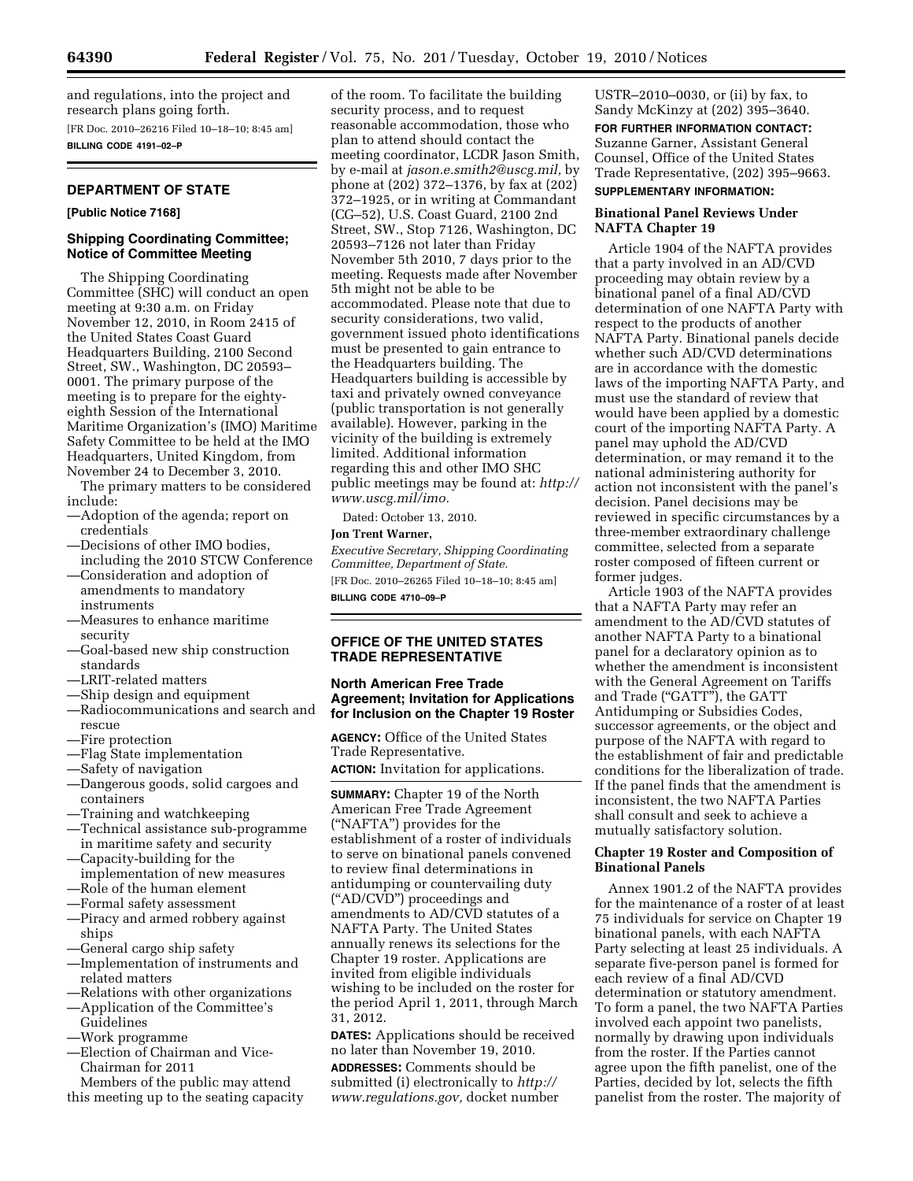and regulations, into the project and research plans going forth.

[FR Doc. 2010–26216 Filed 10–18–10; 8:45 am]

**BILLING CODE 4191–02–P**

## DEPARTMENT OF STATE

**[Public Notice 7168]**

### Shipping Coordinating Committee; Notice of Committee Meeting

The Shipping Coordinating Committee (SHC) will conduct an open meeting at 9:30 a.m. on Friday November 12, 2010, in Room 2415 of the United States Coast Guard Headquarters Building, 2100 Second Street, SW., Washington, DC 20593–0001. The primary purpose of the meeting is to prepare for the eighty-eighth Session of the International Maritime Organization's (IMO) Maritime Safety Committee to be held at the IMO Headquarters, United Kingdom, from November 24 to December 3, 2010.

The primary matters to be considered include:

—Adoption of the agenda; report on credentials
—Decisions of other IMO bodies, including the 2010 STCW Conference
—Consideration and adoption of amendments to mandatory instruments
—Measures to enhance maritime security
—Goal-based new ship construction standards
—LRIT-related matters
—Ship design and equipment
—Radiocommunications and search and rescue
—Fire protection
—Flag State implementation
—Safety of navigation
—Dangerous goods, solid cargoes and containers
—Training and watchkeeping
—Technical assistance sub-programme in maritime safety and security
—Capacity-building for the implementation of new measures
—Role of the human element
—Formal safety assessment
—Piracy and armed robbery against ships
—General cargo ship safety
—Implementation of instruments and related matters
—Relations with other organizations
—Application of the Committee's Guidelines
—Work programme
—Election of Chairman and Vice-Chairman for 2011

Members of the public may attend this meeting up to the seating capacity of the room. To facilitate the building security process, and to request reasonable accommodation, those who plan to attend should contact the meeting coordinator, LCDR Jason Smith, by e-mail at *jason.e.smith2@uscg.mil,* by phone at (202) 372–1376, by fax at (202) 372–1925, or in writing at Commandant (CG–52), U.S. Coast Guard, 2100 2nd Street, SW., Stop 7126, Washington, DC 20593–7126 not later than Friday November 5th 2010, 7 days prior to the meeting. Requests made after November 5th might not be able to be accommodated. Please note that due to security considerations, two valid, government issued photo identifications must be presented to gain entrance to the Headquarters building. The Headquarters building is accessible by taxi and privately owned conveyance (public transportation is not generally available). However, parking in the vicinity of the building is extremely limited. Additional information regarding this and other IMO SHC public meetings may be found at: *http://www.uscg.mil/imo.*

Dated: October 13, 2010.

**Jon Trent Warner,**

*Executive Secretary, Shipping Coordinating Committee, Department of State.*

[FR Doc. 2010–26265 Filed 10–18–10; 8:45 am]

**BILLING CODE 4710–09–P**

## OFFICE OF THE UNITED STATES TRADE REPRESENTATIVE

### North American Free Trade Agreement; Invitation for Applications for Inclusion on the Chapter 19 Roster

**AGENCY:** Office of the United States Trade Representative.

**ACTION:** Invitation for applications.

**SUMMARY:** Chapter 19 of the North American Free Trade Agreement ("NAFTA") provides for the establishment of a roster of individuals to serve on binational panels convened to review final determinations in antidumping or countervailing duty ("AD/CVD") proceedings and amendments to AD/CVD statutes of a NAFTA Party. The United States annually renews its selections for the Chapter 19 roster. Applications are invited from eligible individuals wishing to be included on the roster for the period April 1, 2011, through March 31, 2012.

**DATES:** Applications should be received no later than November 19, 2010.

**ADDRESSES:** Comments should be submitted (i) electronically to *http://www.regulations.gov,* docket number USTR–2010–0030, or (ii) by fax, to Sandy McKinzy at (202) 395–3640.

**FOR FURTHER INFORMATION CONTACT:** Suzanne Garner, Assistant General Counsel, Office of the United States Trade Representative, (202) 395–9663.

**SUPPLEMENTARY INFORMATION:**

#### Binational Panel Reviews Under NAFTA Chapter 19

Article 1904 of the NAFTA provides that a party involved in an AD/CVD proceeding may obtain review by a binational panel of a final AD/CVD determination of one NAFTA Party with respect to the products of another NAFTA Party. Binational panels decide whether such AD/CVD determinations are in accordance with the domestic laws of the importing NAFTA Party, and must use the standard of review that would have been applied by a domestic court of the importing NAFTA Party. A panel may uphold the AD/CVD determination, or may remand it to the national administering authority for action not inconsistent with the panel's decision. Panel decisions may be reviewed in specific circumstances by a three-member extraordinary challenge committee, selected from a separate roster composed of fifteen current or former judges.

Article 1903 of the NAFTA provides that a NAFTA Party may refer an amendment to the AD/CVD statutes of another NAFTA Party to a binational panel for a declaratory opinion as to whether the amendment is inconsistent with the General Agreement on Tariffs and Trade ("GATT"), the GATT Antidumping or Subsidies Codes, successor agreements, or the object and purpose of the NAFTA with regard to the establishment of fair and predictable conditions for the liberalization of trade. If the panel finds that the amendment is inconsistent, the two NAFTA Parties shall consult and seek to achieve a mutually satisfactory solution.

#### Chapter 19 Roster and Composition of Binational Panels

Annex 1901.2 of the NAFTA provides for the maintenance of a roster of at least 75 individuals for service on Chapter 19 binational panels, with each NAFTA Party selecting at least 25 individuals. A separate five-person panel is formed for each review of a final AD/CVD determination or statutory amendment. To form a panel, the two NAFTA Parties involved each appoint two panelists, normally by drawing upon individuals from the roster. If the Parties cannot agree upon the fifth panelist, one of the Parties, decided by lot, selects the fifth panelist from the roster. The majority of